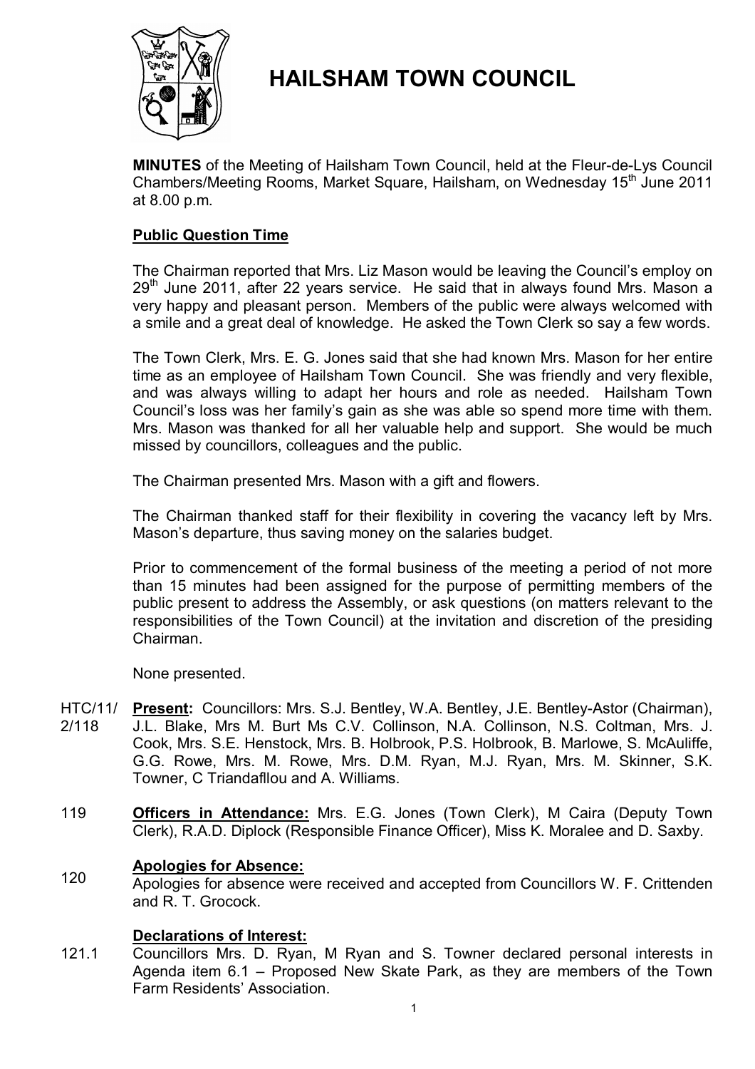# HAILSHAM TOWN COUNCIL

**MINUTES** of the Meeting of Hailsham Town Council, held at the Fleur-de-Lys Council Chambers/Meeting Rooms, Market Square, Hailsham, on Wednesday 15th June 2011 at 8.00 p.m.

## Public Question Time

The Chairman reported that Mrs. Liz Mason would be leaving the Council's employ on 29th June 2011, after 22 years service. He said that in always found Mrs. Mason a very happy and pleasant person. Members of the public were always welcomed with a smile and a great deal of knowledge. He asked the Town Clerk so say a few words.

The Town Clerk, Mrs. E. G. Jones said that she had known Mrs. Mason for her entire time as an employee of Hailsham Town Council. She was friendly and very flexible, and was always willing to adapt her hours and role as needed. Hailsham Town Council's loss was her family's gain as she was able so spend more time with them. Mrs. Mason was thanked for all her valuable help and support. She would be much missed by councillors, colleagues and the public.

The Chairman presented Mrs. Mason with a gift and flowers.

The Chairman thanked staff for their flexibility in covering the vacancy left by Mrs. Mason's departure, thus saving money on the salaries budget.

Prior to commencement of the formal business of the meeting a period of not more than 15 minutes had been assigned for the purpose of permitting members of the public present to address the Assembly, or ask questions (on matters relevant to the responsibilities of the Town Council) at the invitation and discretion of the presiding Chairman.

None presented.

HTC/11/2/118 **Present:** Councillors: Mrs. S.J. Bentley, W.A. Bentley, J.E. Bentley-Astor (Chairman), J.L. Blake, Mrs M. Burt Ms C.V. Collinson, N.A. Collinson, N.S. Coltman, Mrs. J. Cook, Mrs. S.E. Henstock, Mrs. B. Holbrook, P.S. Holbrook, B. Marlowe, S. McAuliffe, G.G. Rowe, Mrs. M. Rowe, Mrs. D.M. Ryan, M.J. Ryan, Mrs. M. Skinner, S.K. Towner, C Triandafllou and A. Williams.

119 **Officers in Attendance:** Mrs. E.G. Jones (Town Clerk), M Caira (Deputy Town Clerk), R.A.D. Diplock (Responsible Finance Officer), Miss K. Moralee and D. Saxby.

120 **Apologies for Absence:**
Apologies for absence were received and accepted from Councillors W. F. Crittenden and R. T. Grocock.

**Declarations of Interest:**

121.1 Councillors Mrs. D. Ryan, M Ryan and S. Towner declared personal interests in Agenda item 6.1 – Proposed New Skate Park, as they are members of the Town Farm Residents' Association.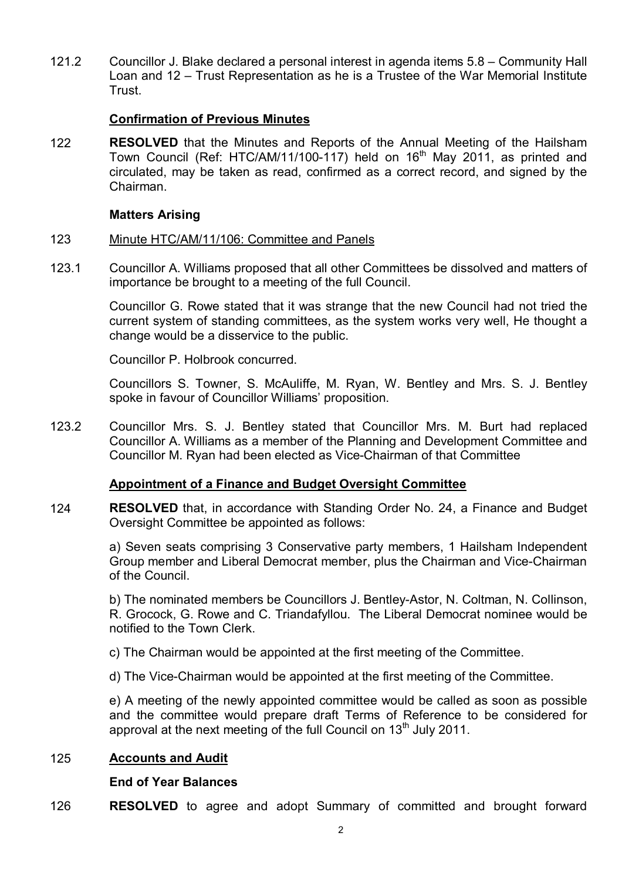121.2 Councillor J. Blake declared a personal interest in agenda items 5.8 – Community Hall Loan and 12 – Trust Representation as he is a Trustee of the War Memorial Institute Trust.

**Confirmation of Previous Minutes**

122 **RESOLVED** that the Minutes and Reports of the Annual Meeting of the Hailsham Town Council (Ref: HTC/AM/11/100-117) held on 16th May 2011, as printed and circulated, may be taken as read, confirmed as a correct record, and signed by the Chairman.

**Matters Arising**

123 Minute HTC/AM/11/106: Committee and Panels

123.1 Councillor A. Williams proposed that all other Committees be dissolved and matters of importance be brought to a meeting of the full Council.

Councillor G. Rowe stated that it was strange that the new Council had not tried the current system of standing committees, as the system works very well, He thought a change would be a disservice to the public.

Councillor P. Holbrook concurred.

Councillors S. Towner, S. McAuliffe, M. Ryan, W. Bentley and Mrs. S. J. Bentley spoke in favour of Councillor Williams' proposition.

123.2 Councillor Mrs. S. J. Bentley stated that Councillor Mrs. M. Burt had replaced Councillor A. Williams as a member of the Planning and Development Committee and Councillor M. Ryan had been elected as Vice-Chairman of that Committee

**Appointment of a Finance and Budget Oversight Committee**

124 **RESOLVED** that, in accordance with Standing Order No. 24, a Finance and Budget Oversight Committee be appointed as follows:

a) Seven seats comprising 3 Conservative party members, 1 Hailsham Independent Group member and Liberal Democrat member, plus the Chairman and Vice-Chairman of the Council.

b) The nominated members be Councillors J. Bentley-Astor, N. Coltman, N. Collinson, R. Grocock, G. Rowe and C. Triandafyllou. The Liberal Democrat nominee would be notified to the Town Clerk.

c) The Chairman would be appointed at the first meeting of the Committee.

d) The Vice-Chairman would be appointed at the first meeting of the Committee.

e) A meeting of the newly appointed committee would be called as soon as possible and the committee would prepare draft Terms of Reference to be considered for approval at the next meeting of the full Council on 13th July 2011.

125 **Accounts and Audit**

**End of Year Balances**

126 **RESOLVED** to agree and adopt Summary of committed and brought forward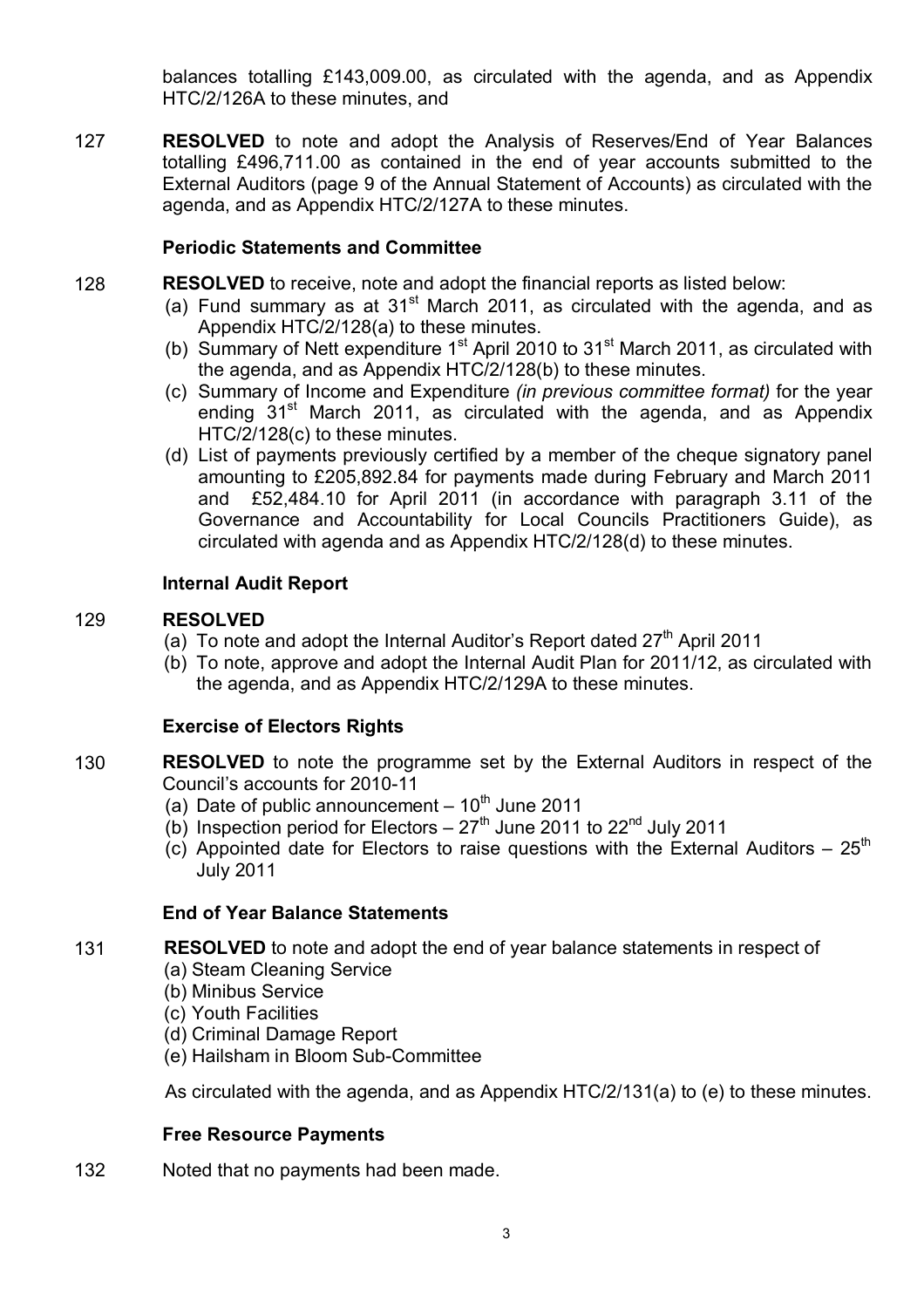balances totalling £143,009.00, as circulated with the agenda, and as Appendix HTC/2/126A to these minutes, and

127 **RESOLVED** to note and adopt the Analysis of Reserves/End of Year Balances totalling £496,711.00 as contained in the end of year accounts submitted to the External Auditors (page 9 of the Annual Statement of Accounts) as circulated with the agenda, and as Appendix HTC/2/127A to these minutes.

**Periodic Statements and Committee**

128 **RESOLVED** to receive, note and adopt the financial reports as listed below:

(a) Fund summary as at 31st March 2011, as circulated with the agenda, and as Appendix HTC/2/128(a) to these minutes.
(b) Summary of Nett expenditure 1st April 2010 to 31st March 2011, as circulated with the agenda, and as Appendix HTC/2/128(b) to these minutes.
(c) Summary of Income and Expenditure *(in previous committee format)* for the year ending 31st March 2011, as circulated with the agenda, and as Appendix HTC/2/128(c) to these minutes.
(d) List of payments previously certified by a member of the cheque signatory panel amounting to £205,892.84 for payments made during February and March 2011 and £52,484.10 for April 2011 (in accordance with paragraph 3.11 of the Governance and Accountability for Local Councils Practitioners Guide), as circulated with agenda and as Appendix HTC/2/128(d) to these minutes.

**Internal Audit Report**

129 **RESOLVED**

(a) To note and adopt the Internal Auditor's Report dated 27th April 2011
(b) To note, approve and adopt the Internal Audit Plan for 2011/12, as circulated with the agenda, and as Appendix HTC/2/129A to these minutes.

**Exercise of Electors Rights**

130 **RESOLVED** to note the programme set by the External Auditors in respect of the Council's accounts for 2010-11

(a) Date of public announcement – 10th June 2011
(b) Inspection period for Electors – 27th June 2011 to 22nd July 2011
(c) Appointed date for Electors to raise questions with the External Auditors – 25th July 2011

**End of Year Balance Statements**

131 **RESOLVED** to note and adopt the end of year balance statements in respect of

(a) Steam Cleaning Service
(b) Minibus Service
(c) Youth Facilities
(d) Criminal Damage Report
(e) Hailsham in Bloom Sub-Committee

As circulated with the agenda, and as Appendix HTC/2/131(a) to (e) to these minutes.

**Free Resource Payments**

132 Noted that no payments had been made.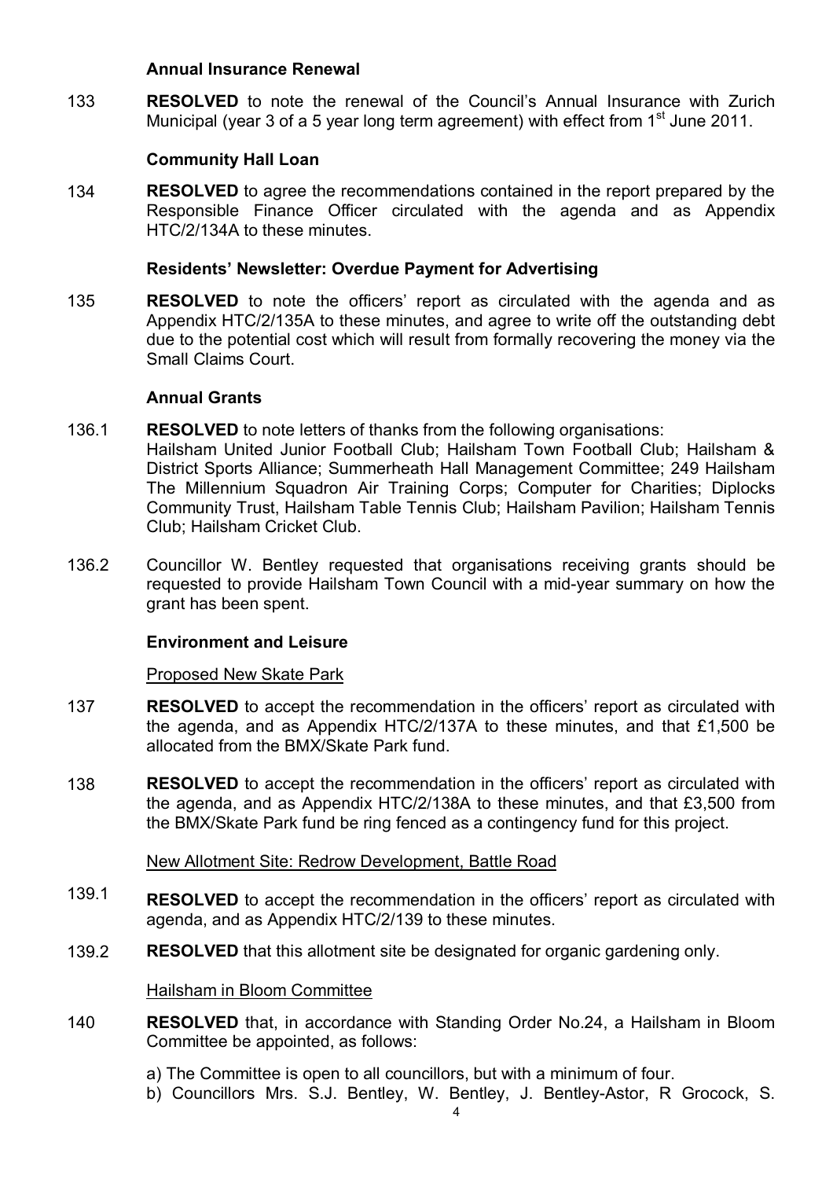**Annual Insurance Renewal**

133 **RESOLVED** to note the renewal of the Council's Annual Insurance with Zurich Municipal (year 3 of a 5 year long term agreement) with effect from 1st June 2011.

**Community Hall Loan**

134 **RESOLVED** to agree the recommendations contained in the report prepared by the Responsible Finance Officer circulated with the agenda and as Appendix HTC/2/134A to these minutes.

**Residents' Newsletter: Overdue Payment for Advertising**

135 **RESOLVED** to note the officers' report as circulated with the agenda and as Appendix HTC/2/135A to these minutes, and agree to write off the outstanding debt due to the potential cost which will result from formally recovering the money via the Small Claims Court.

**Annual Grants**

136.1 **RESOLVED** to note letters of thanks from the following organisations: Hailsham United Junior Football Club; Hailsham Town Football Club; Hailsham & District Sports Alliance; Summerheath Hall Management Committee; 249 Hailsham The Millennium Squadron Air Training Corps; Computer for Charities; Diplocks Community Trust, Hailsham Table Tennis Club; Hailsham Pavilion; Hailsham Tennis Club; Hailsham Cricket Club.

136.2 Councillor W. Bentley requested that organisations receiving grants should be requested to provide Hailsham Town Council with a mid-year summary on how the grant has been spent.

**Environment and Leisure**

Proposed New Skate Park

137 **RESOLVED** to accept the recommendation in the officers' report as circulated with the agenda, and as Appendix HTC/2/137A to these minutes, and that £1,500 be allocated from the BMX/Skate Park fund.

138 **RESOLVED** to accept the recommendation in the officers' report as circulated with the agenda, and as Appendix HTC/2/138A to these minutes, and that £3,500 from the BMX/Skate Park fund be ring fenced as a contingency fund for this project.

New Allotment Site: Redrow Development, Battle Road

139.1 **RESOLVED** to accept the recommendation in the officers' report as circulated with agenda, and as Appendix HTC/2/139 to these minutes.

139.2 **RESOLVED** that this allotment site be designated for organic gardening only.

Hailsham in Bloom Committee

140 **RESOLVED** that, in accordance with Standing Order No.24, a Hailsham in Bloom Committee be appointed, as follows:

a) The Committee is open to all councillors, but with a minimum of four.
b) Councillors Mrs. S.J. Bentley, W. Bentley, J. Bentley-Astor, R Grocock, S.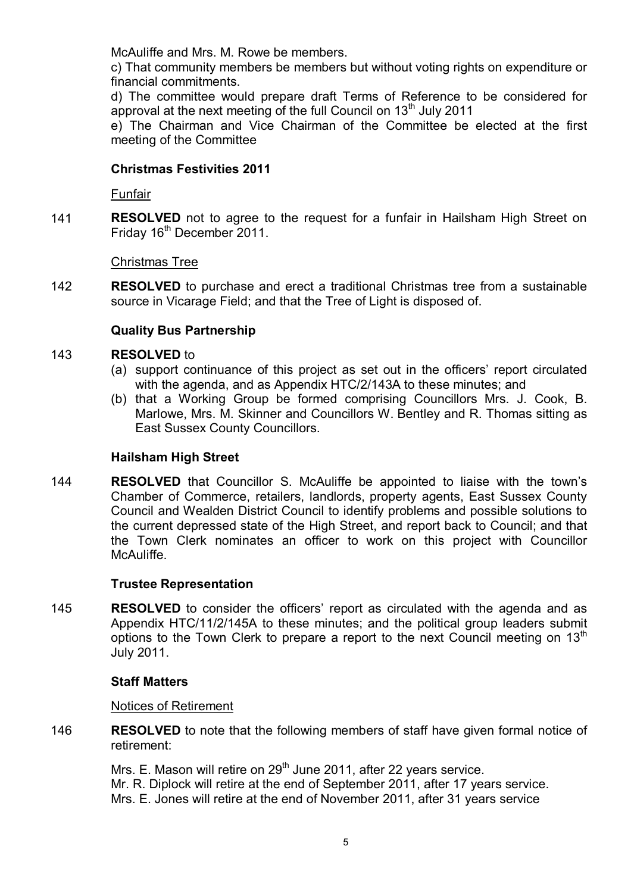McAuliffe and Mrs. M. Rowe be members.

c) That community members be members but without voting rights on expenditure or financial commitments.

d) The committee would prepare draft Terms of Reference to be considered for approval at the next meeting of the full Council on 13th July 2011

e) The Chairman and Vice Chairman of the Committee be elected at the first meeting of the Committee

**Christmas Festivities 2011**

Funfair

141 **RESOLVED** not to agree to the request for a funfair in Hailsham High Street on Friday 16th December 2011.

Christmas Tree

142 **RESOLVED** to purchase and erect a traditional Christmas tree from a sustainable source in Vicarage Field; and that the Tree of Light is disposed of.

**Quality Bus Partnership**

143 **RESOLVED** to

(a) support continuance of this project as set out in the officers' report circulated with the agenda, and as Appendix HTC/2/143A to these minutes; and

(b) that a Working Group be formed comprising Councillors Mrs. J. Cook, B. Marlowe, Mrs. M. Skinner and Councillors W. Bentley and R. Thomas sitting as East Sussex County Councillors.

**Hailsham High Street**

144 **RESOLVED** that Councillor S. McAuliffe be appointed to liaise with the town's Chamber of Commerce, retailers, landlords, property agents, East Sussex County Council and Wealden District Council to identify problems and possible solutions to the current depressed state of the High Street, and report back to Council; and that the Town Clerk nominates an officer to work on this project with Councillor McAuliffe.

**Trustee Representation**

145 **RESOLVED** to consider the officers' report as circulated with the agenda and as Appendix HTC/11/2/145A to these minutes; and the political group leaders submit options to the Town Clerk to prepare a report to the next Council meeting on 13th July 2011.

**Staff Matters**

Notices of Retirement

146 **RESOLVED** to note that the following members of staff have given formal notice of retirement:

Mrs. E. Mason will retire on 29th June 2011, after 22 years service.
Mr. R. Diplock will retire at the end of September 2011, after 17 years service.
Mrs. E. Jones will retire at the end of November 2011, after 31 years service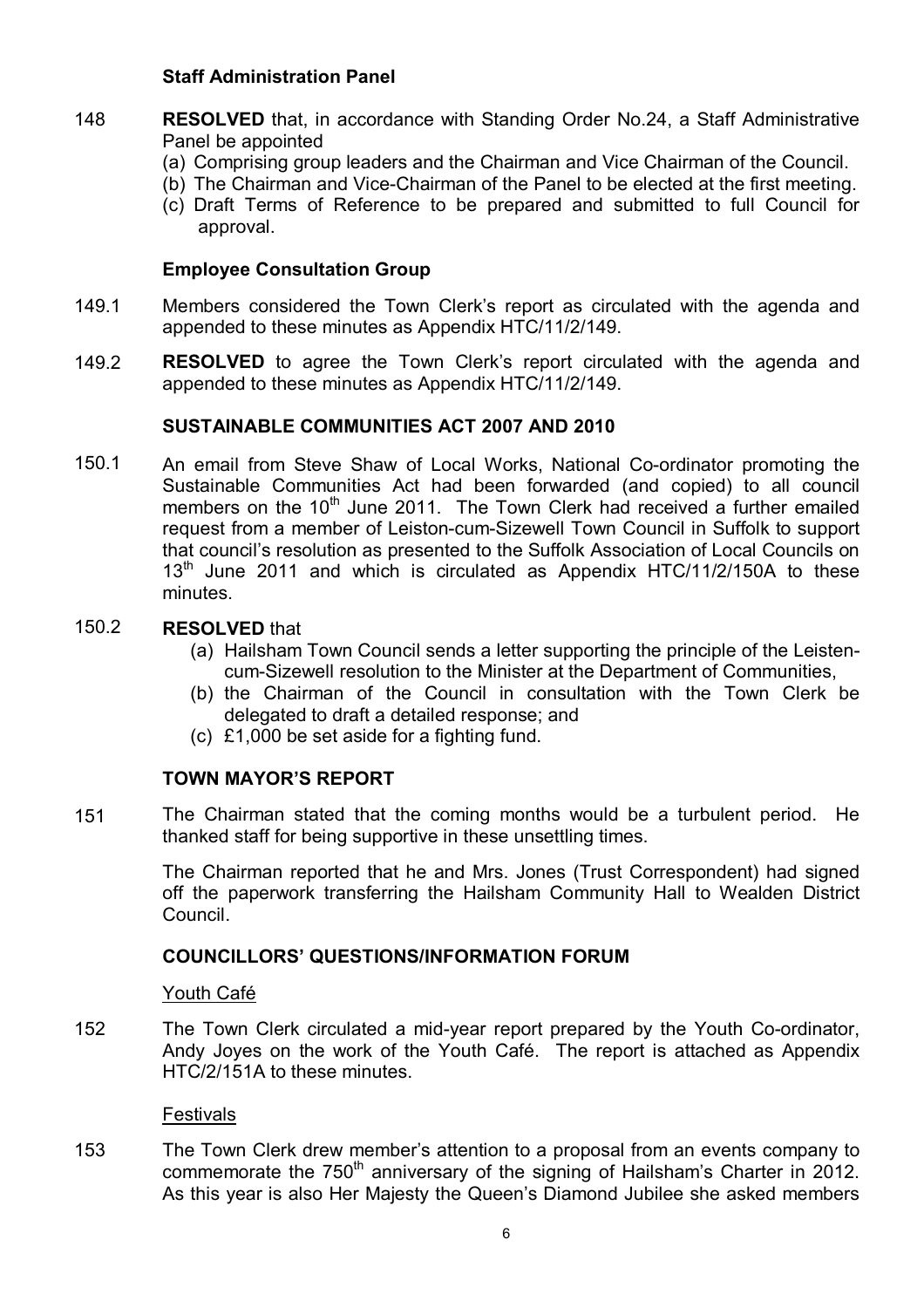### Staff Administration Panel

148 **RESOLVED** that, in accordance with Standing Order No.24, a Staff Administrative Panel be appointed

(a) Comprising group leaders and the Chairman and Vice Chairman of the Council.
(b) The Chairman and Vice-Chairman of the Panel to be elected at the first meeting.
(c) Draft Terms of Reference to be prepared and submitted to full Council for approval.

### Employee Consultation Group

149.1 Members considered the Town Clerk's report as circulated with the agenda and appended to these minutes as Appendix HTC/11/2/149.

149.2 **RESOLVED** to agree the Town Clerk's report circulated with the agenda and appended to these minutes as Appendix HTC/11/2/149.

### SUSTAINABLE COMMUNITIES ACT 2007 AND 2010

150.1 An email from Steve Shaw of Local Works, National Co-ordinator promoting the Sustainable Communities Act had been forwarded (and copied) to all council members on the 10th June 2011. The Town Clerk had received a further emailed request from a member of Leiston-cum-Sizewell Town Council in Suffolk to support that council's resolution as presented to the Suffolk Association of Local Councils on 13th June 2011 and which is circulated as Appendix HTC/11/2/150A to these minutes.

150.2 **RESOLVED** that

(a) Hailsham Town Council sends a letter supporting the principle of the Leisten-cum-Sizewell resolution to the Minister at the Department of Communities,
(b) the Chairman of the Council in consultation with the Town Clerk be delegated to draft a detailed response; and
(c) £1,000 be set aside for a fighting fund.

### TOWN MAYOR'S REPORT

151 The Chairman stated that the coming months would be a turbulent period. He thanked staff for being supportive in these unsettling times.

The Chairman reported that he and Mrs. Jones (Trust Correspondent) had signed off the paperwork transferring the Hailsham Community Hall to Wealden District Council.

### COUNCILLORS' QUESTIONS/INFORMATION FORUM

Youth Café

152 The Town Clerk circulated a mid-year report prepared by the Youth Co-ordinator, Andy Joyes on the work of the Youth Café. The report is attached as Appendix HTC/2/151A to these minutes.

Festivals

153 The Town Clerk drew member's attention to a proposal from an events company to commemorate the 750th anniversary of the signing of Hailsham's Charter in 2012. As this year is also Her Majesty the Queen's Diamond Jubilee she asked members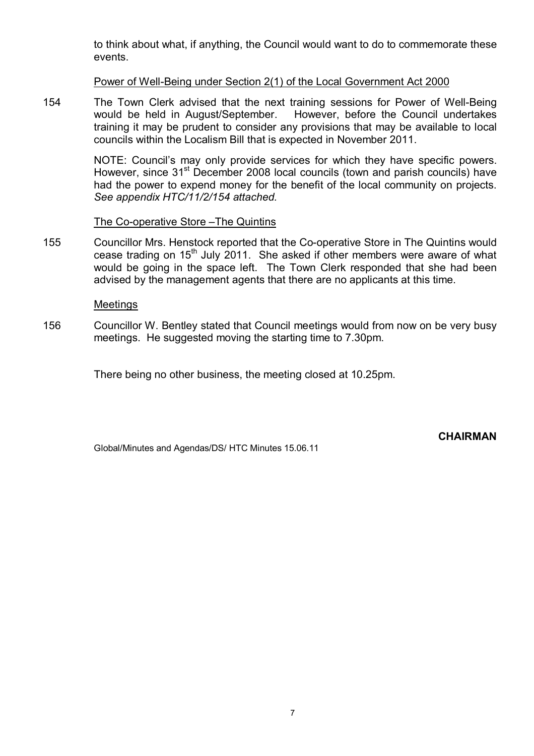to think about what, if anything, the Council would want to do to commemorate these events.

Power of Well-Being under Section 2(1) of the Local Government Act 2000

154 The Town Clerk advised that the next training sessions for Power of Well-Being would be held in August/September. However, before the Council undertakes training it may be prudent to consider any provisions that may be available to local councils within the Localism Bill that is expected in November 2011.

NOTE: Council's may only provide services for which they have specific powers. However, since 31st December 2008 local councils (town and parish councils) have had the power to expend money for the benefit of the local community on projects. *See appendix HTC/11/2/154 attached.*

The Co-operative Store –The Quintins

155 Councillor Mrs. Henstock reported that the Co-operative Store in The Quintins would cease trading on 15th July 2011. She asked if other members were aware of what would be going in the space left. The Town Clerk responded that she had been advised by the management agents that there are no applicants at this time.

Meetings

156 Councillor W. Bentley stated that Council meetings would from now on be very busy meetings. He suggested moving the starting time to 7.30pm.

There being no other business, the meeting closed at 10.25pm.

**CHAIRMAN**

Global/Minutes and Agendas/DS/ HTC Minutes 15.06.11